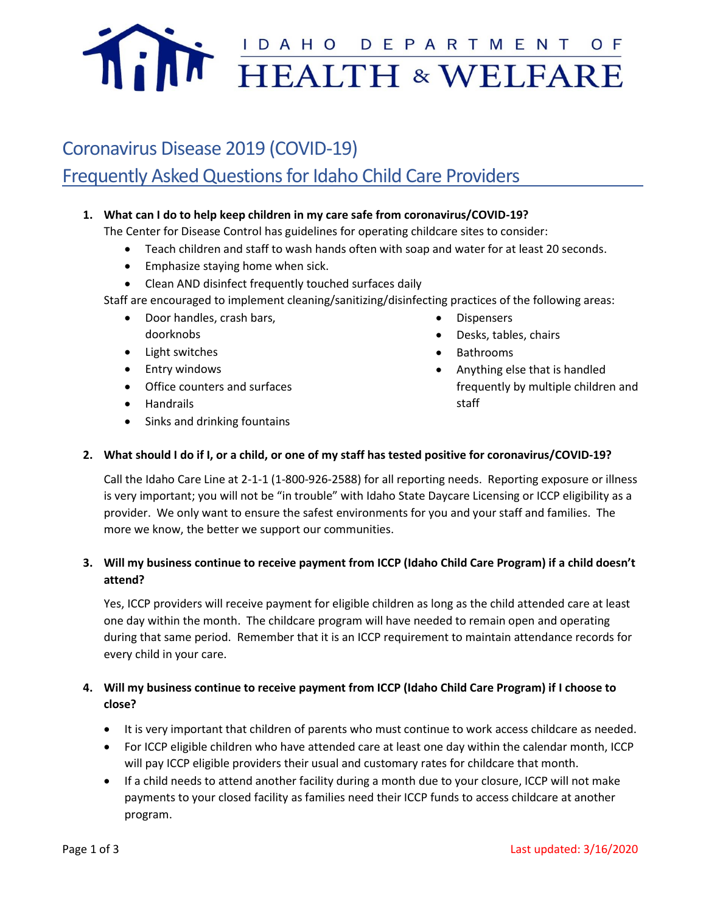IDAHO DEPARTMENT OF HEALTH & WELFARE

# Coronavirus Disease 2019 (COVID-19)
# Frequently Asked Questions for Idaho Child Care Providers

1. **What can I do to help keep children in my care safe from coronavirus/COVID-19?**

   The Center for Disease Control has guidelines for operating childcare sites to consider:

   - Teach children and staff to wash hands often with soap and water for at least 20 seconds.
   - Emphasize staying home when sick.
   - Clean AND disinfect frequently touched surfaces daily

   Staff are encouraged to implement cleaning/sanitizing/disinfecting practices of the following areas:

   - Door handles, crash bars, doorknobs
   - Light switches
   - Entry windows
   - Office counters and surfaces
   - Handrails
   - Sinks and drinking fountains
   - Dispensers
   - Desks, tables, chairs
   - Bathrooms
   - Anything else that is handled frequently by multiple children and staff

2. **What should I do if I, or a child, or one of my staff has tested positive for coronavirus/COVID-19?**

   Call the Idaho Care Line at 2-1-1 (1-800-926-2588) for all reporting needs. Reporting exposure or illness is very important; you will not be "in trouble" with Idaho State Daycare Licensing or ICCP eligibility as a provider. We only want to ensure the safest environments for you and your staff and families. The more we know, the better we support our communities.

3. **Will my business continue to receive payment from ICCP (Idaho Child Care Program) if a child doesn't attend?**

   Yes, ICCP providers will receive payment for eligible children as long as the child attended care at least one day within the month. The childcare program will have needed to remain open and operating during that same period. Remember that it is an ICCP requirement to maintain attendance records for every child in your care.

4. **Will my business continue to receive payment from ICCP (Idaho Child Care Program) if I choose to close?**

   - It is very important that children of parents who must continue to work access childcare as needed.
   - For ICCP eligible children who have attended care at least one day within the calendar month, ICCP will pay ICCP eligible providers their usual and customary rates for childcare that month.
   - If a child needs to attend another facility during a month due to your closure, ICCP will not make payments to your closed facility as families need their ICCP funds to access childcare at another program.

Last updated: 3/16/2020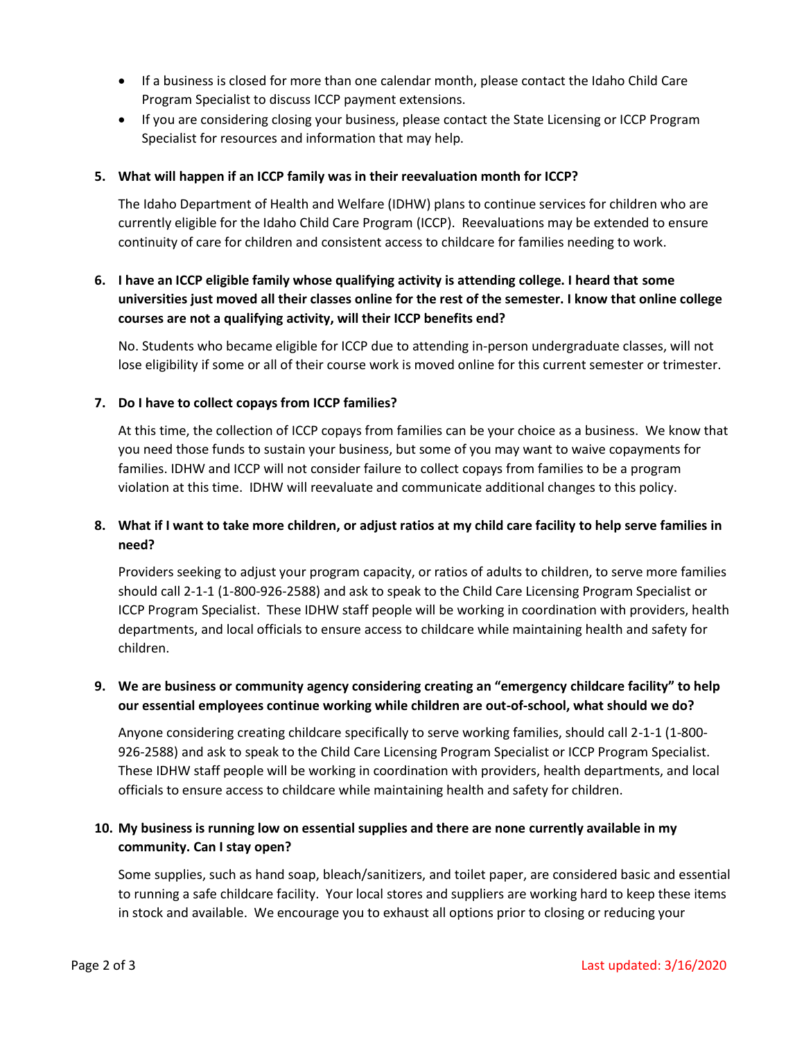- If a business is closed for more than one calendar month, please contact the Idaho Child Care Program Specialist to discuss ICCP payment extensions.
- If you are considering closing your business, please contact the State Licensing or ICCP Program Specialist for resources and information that may help.

**5. What will happen if an ICCP family was in their reevaluation month for ICCP?**

The Idaho Department of Health and Welfare (IDHW) plans to continue services for children who are currently eligible for the Idaho Child Care Program (ICCP). Reevaluations may be extended to ensure continuity of care for children and consistent access to childcare for families needing to work.

**6. I have an ICCP eligible family whose qualifying activity is attending college. I heard that some universities just moved all their classes online for the rest of the semester. I know that online college courses are not a qualifying activity, will their ICCP benefits end?**

No. Students who became eligible for ICCP due to attending in-person undergraduate classes, will not lose eligibility if some or all of their course work is moved online for this current semester or trimester.

**7. Do I have to collect copays from ICCP families?**

At this time, the collection of ICCP copays from families can be your choice as a business. We know that you need those funds to sustain your business, but some of you may want to waive copayments for families. IDHW and ICCP will not consider failure to collect copays from families to be a program violation at this time. IDHW will reevaluate and communicate additional changes to this policy.

**8. What if I want to take more children, or adjust ratios at my child care facility to help serve families in need?**

Providers seeking to adjust your program capacity, or ratios of adults to children, to serve more families should call 2-1-1 (1-800-926-2588) and ask to speak to the Child Care Licensing Program Specialist or ICCP Program Specialist. These IDHW staff people will be working in coordination with providers, health departments, and local officials to ensure access to childcare while maintaining health and safety for children.

**9. We are business or community agency considering creating an "emergency childcare facility" to help our essential employees continue working while children are out-of-school, what should we do?**

Anyone considering creating childcare specifically to serve working families, should call 2-1-1 (1-800-926-2588) and ask to speak to the Child Care Licensing Program Specialist or ICCP Program Specialist. These IDHW staff people will be working in coordination with providers, health departments, and local officials to ensure access to childcare while maintaining health and safety for children.

**10. My business is running low on essential supplies and there are none currently available in my community. Can I stay open?**

Some supplies, such as hand soap, bleach/sanitizers, and toilet paper, are considered basic and essential to running a safe childcare facility. Your local stores and suppliers are working hard to keep these items in stock and available. We encourage you to exhaust all options prior to closing or reducing your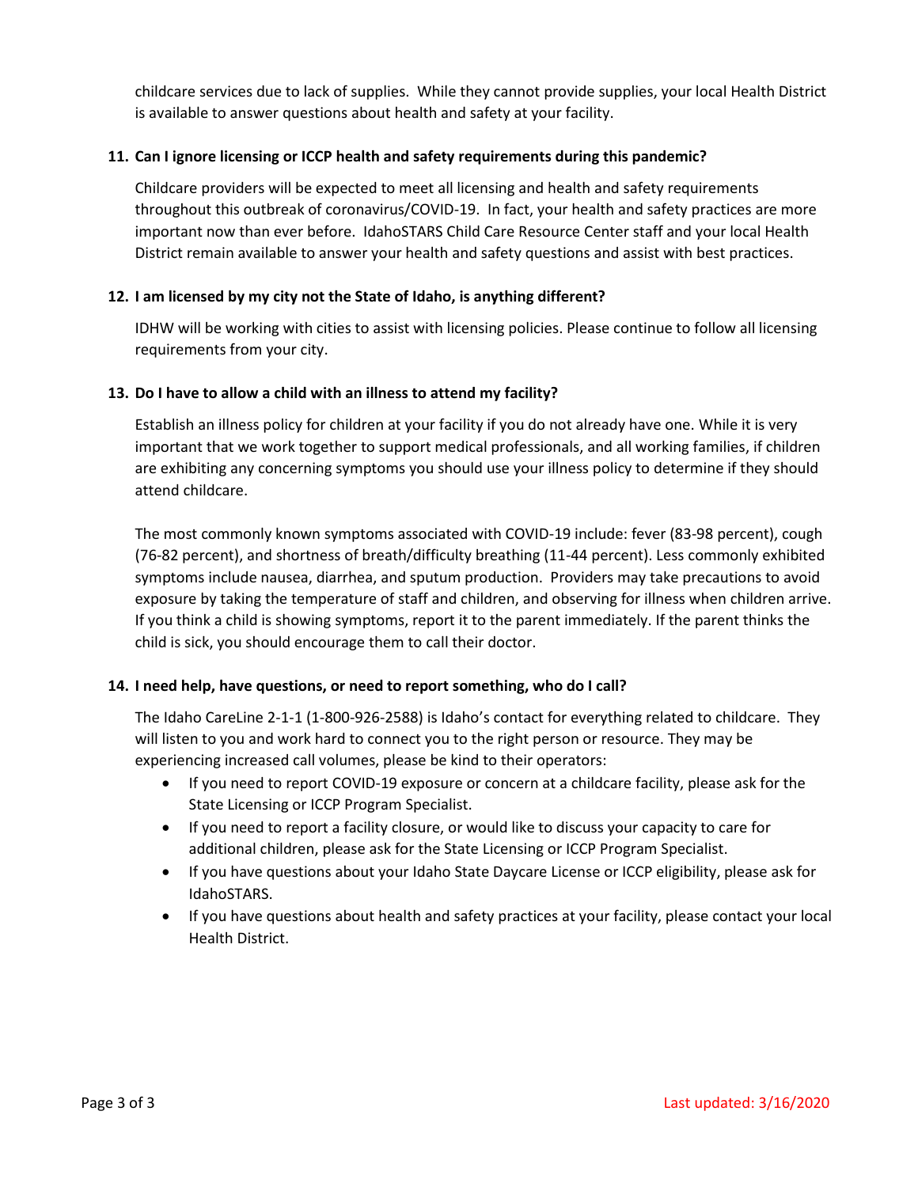childcare services due to lack of supplies. While they cannot provide supplies, your local Health District is available to answer questions about health and safety at your facility.

**11. Can I ignore licensing or ICCP health and safety requirements during this pandemic?**

Childcare providers will be expected to meet all licensing and health and safety requirements throughout this outbreak of coronavirus/COVID-19. In fact, your health and safety practices are more important now than ever before. IdahoSTARS Child Care Resource Center staff and your local Health District remain available to answer your health and safety questions and assist with best practices.

**12. I am licensed by my city not the State of Idaho, is anything different?**

IDHW will be working with cities to assist with licensing policies. Please continue to follow all licensing requirements from your city.

**13. Do I have to allow a child with an illness to attend my facility?**

Establish an illness policy for children at your facility if you do not already have one. While it is very important that we work together to support medical professionals, and all working families, if children are exhibiting any concerning symptoms you should use your illness policy to determine if they should attend childcare.

The most commonly known symptoms associated with COVID-19 include: fever (83-98 percent), cough (76-82 percent), and shortness of breath/difficulty breathing (11-44 percent). Less commonly exhibited symptoms include nausea, diarrhea, and sputum production. Providers may take precautions to avoid exposure by taking the temperature of staff and children, and observing for illness when children arrive. If you think a child is showing symptoms, report it to the parent immediately. If the parent thinks the child is sick, you should encourage them to call their doctor.

**14. I need help, have questions, or need to report something, who do I call?**

The Idaho CareLine 2-1-1 (1-800-926-2588) is Idaho's contact for everything related to childcare. They will listen to you and work hard to connect you to the right person or resource. They may be experiencing increased call volumes, please be kind to their operators:

- If you need to report COVID-19 exposure or concern at a childcare facility, please ask for the State Licensing or ICCP Program Specialist.
- If you need to report a facility closure, or would like to discuss your capacity to care for additional children, please ask for the State Licensing or ICCP Program Specialist.
- If you have questions about your Idaho State Daycare License or ICCP eligibility, please ask for IdahoSTARS.
- If you have questions about health and safety practices at your facility, please contact your local Health District.

Last updated: 3/16/2020